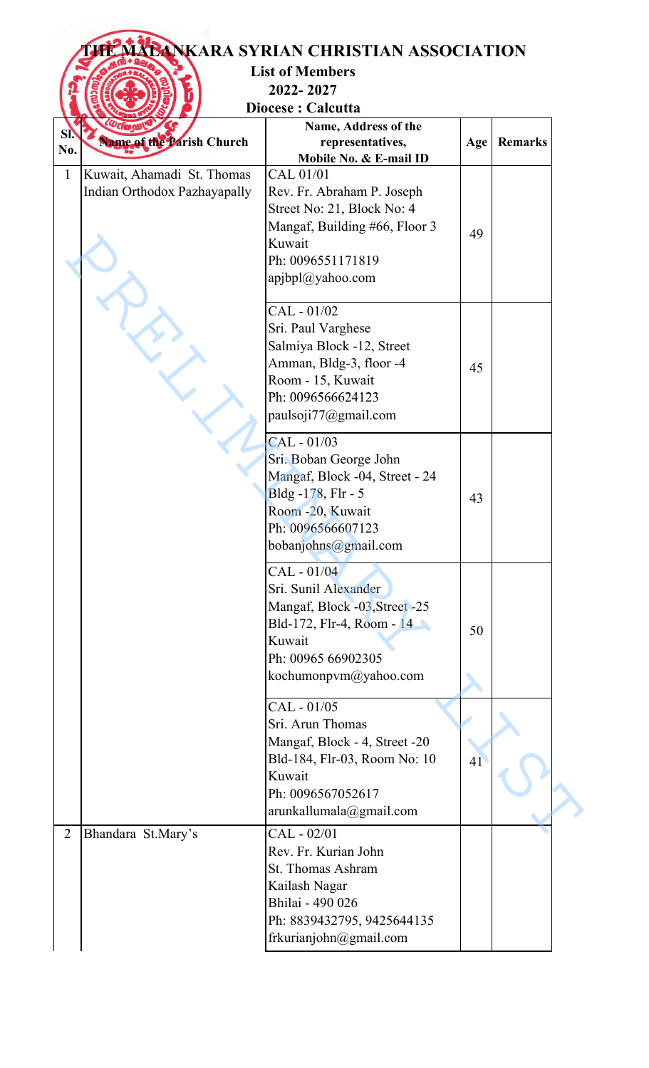# THE MALANKARA SYRIAN CHRISTIAN ASSOCIATION

**List of Members**

**2022- 2027**

**Diocese : Calcutta**

| Sl. No. | Name of the Parish Church | Name, Address of the representatives, Mobile No. & E-mail ID | Age | Remarks |
|---|---|---|---|---|
| 1 | Kuwait, Ahamadi St. Thomas Indian Orthodox Pazhayapally | CAL 01/01<br>Rev. Fr. Abraham P. Joseph<br>Street No: 21, Block No: 4<br>Mangaf, Building #66, Floor 3<br>Kuwait<br>Ph: 0096551171819<br>apjbpl@yahoo.com | 49 | |
| | | CAL - 01/02<br>Sri. Paul Varghese<br>Salmiya Block -12, Street<br>Amman, Bldg-3, floor -4<br>Room - 15, Kuwait<br>Ph: 0096566624123<br>paulsoji77@gmail.com | 45 | |
| | | CAL - 01/03<br>Sri. Boban George John<br>Mangaf, Block -04, Street - 24<br>Bldg -178, Flr - 5<br>Room -20, Kuwait<br>Ph: 0096566607123<br>bobanjohns@gmail.com | 43 | |
| | | CAL - 01/04<br>Sri. Sunil Alexander<br>Mangaf, Block -03,Street -25<br>Bld-172, Flr-4, Room - 14<br>Kuwait<br>Ph: 00965 66902305<br>kochumonpvm@yahoo.com | 50 | |
| | | CAL - 01/05<br>Sri. Arun Thomas<br>Mangaf, Block - 4, Street -20<br>Bld-184, Flr-03, Room No: 10<br>Kuwait<br>Ph: 0096567052617<br>arunkallumala@gmail.com | 41 | |
| 2 | Bhandara St.Mary's | CAL - 02/01<br>Rev. Fr. Kurian John<br>St. Thomas Ashram<br>Kailash Nagar<br>Bhilai - 490 026<br>Ph: 8839432795, 9425644135<br>frkurianjohn@gmail.com | | |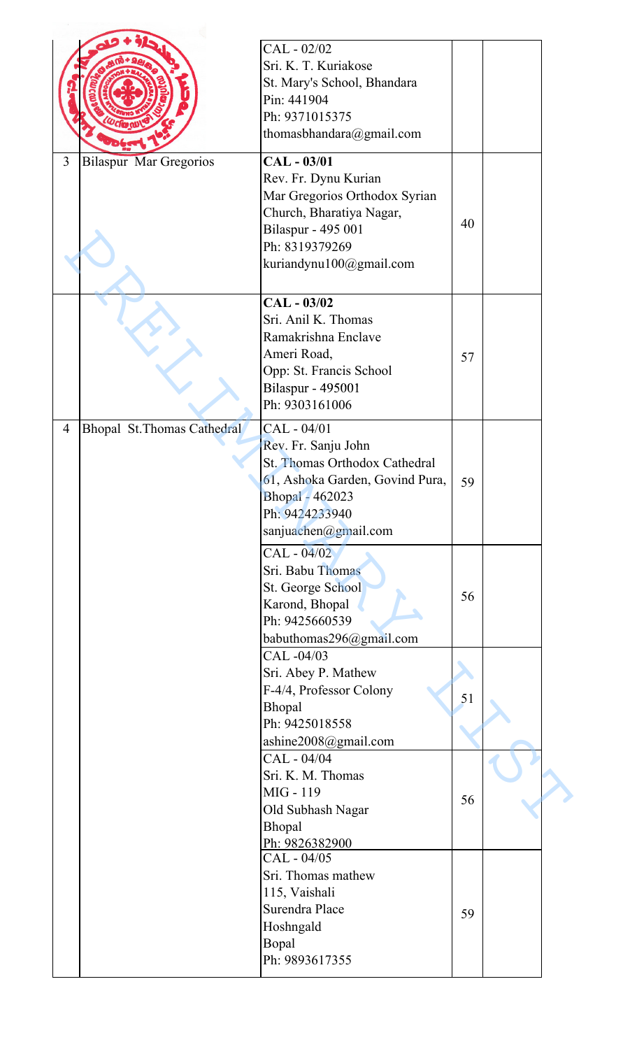| | | | | |
|---|---|---|---|---|
| | | CAL - 02/02<br>Sri. K. T. Kuriakose<br>St. Mary's School, Bhandara<br>Pin: 441904<br>Ph: 9371015375<br>thomasbhandara@gmail.com | | |
| 3 | Bilaspur Mar Gregorios | **CAL - 03/01**<br>Rev. Fr. Dynu Kurian<br>Mar Gregorios Orthodox Syrian Church, Bharatiya Nagar,<br>Bilaspur - 495 001<br>Ph: 8319379269<br>kuriandynu100@gmail.com | 40 | |
| | | **CAL - 03/02**<br>Sri. Anil K. Thomas<br>Ramakrishna Enclave<br>Ameri Road,<br>Opp: St. Francis School<br>Bilaspur - 495001<br>Ph: 9303161006 | 57 | |
| 4 | Bhopal St.Thomas Cathedral | CAL - 04/01<br>Rev. Fr. Sanju John<br>St. Thomas Orthodox Cathedral<br>61, Ashoka Garden, Govind Pura,<br>Bhopal - 462023<br>Ph: 9424233940<br>sanjuachen@gmail.com | 59 | |
| | | CAL - 04/02<br>Sri. Babu Thomas<br>St. George School<br>Karond, Bhopal<br>Ph: 9425660539<br>babuthomas296@gmail.com | 56 | |
| | | CAL -04/03<br>Sri. Abey P. Mathew<br>F-4/4, Professor Colony<br>Bhopal<br>Ph: 9425018558<br>ashine2008@gmail.com | 51 | |
| | | CAL - 04/04<br>Sri. K. M. Thomas<br>MIG - 119<br>Old Subhash Nagar<br>Bhopal<br>Ph: 9826382900 | 56 | |
| | | CAL - 04/05<br>Sri. Thomas mathew<br>115, Vaishali<br>Surendra Place<br>Hoshngald<br>Bopal<br>Ph: 9893617355 | 59 | |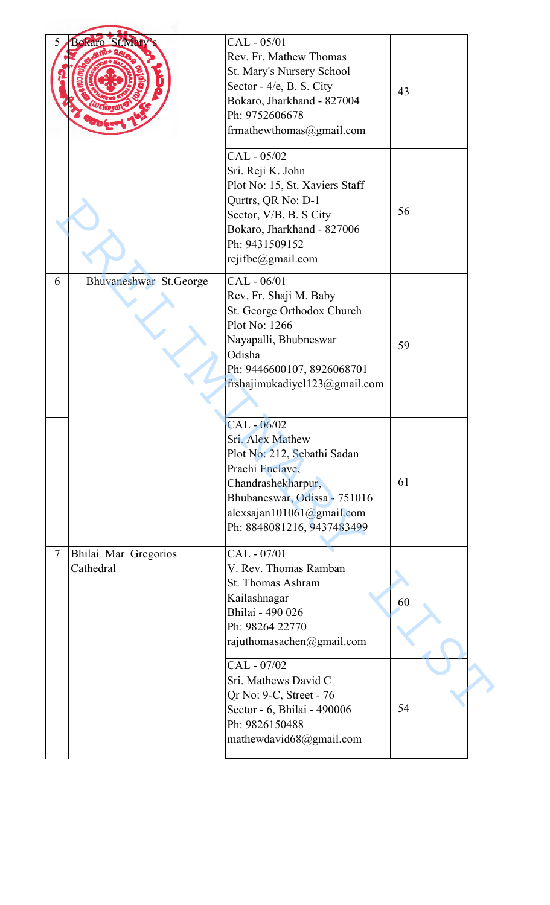| | | | | |
|---|---|---|---|---|
| 5 | Bokaro St.Mary's | CAL - 05/01<br>Rev. Fr. Mathew Thomas<br>St. Mary's Nursery School<br>Sector - 4/e, B. S. City<br>Bokaro, Jharkhand - 827004<br>Ph: 9752606678<br>frmathewthomas@gmail.com | 43 | |
| | | CAL - 05/02<br>Sri. Reji K. John<br>Plot No: 15, St. Xaviers Staff Qurtrs, QR No: D-1<br>Sector, V/B, B. S City<br>Bokaro, Jharkhand - 827006<br>Ph: 9431509152<br>rejifbc@gmail.com | 56 | |
| 6 | Bhuvaneshwar St.George | CAL - 06/01<br>Rev. Fr. Shaji M. Baby<br>St. George Orthodox Church<br>Plot No: 1266<br>Nayapalli, Bhubneswar<br>Odisha<br>Ph: 9446600107, 8926068701<br>frshajimukadiyel123@gmail.com | 59 | |
| | | CAL - 06/02<br>Sri. Alex Mathew<br>Plot No: 212, Sebathi Sadan<br>Prachi Enclave,<br>Chandrashekharpur,<br>Bhubaneswar, Odissa - 751016<br>alexsajan101061@gmail.com<br>Ph: 8848081216, 9437483499 | 61 | |
| 7 | Bhilai Mar Gregorios Cathedral | CAL - 07/01<br>V. Rev. Thomas Ramban<br>St. Thomas Ashram<br>Kailashnagar<br>Bhilai - 490 026<br>Ph: 98264 22770<br>rajuthomasachen@gmail.com | 60 | |
| | | CAL - 07/02<br>Sri. Mathews David C<br>Qr No: 9-C, Street - 76<br>Sector - 6, Bhilai - 490006<br>Ph: 9826150488<br>mathewdavid68@gmail.com | 54 | |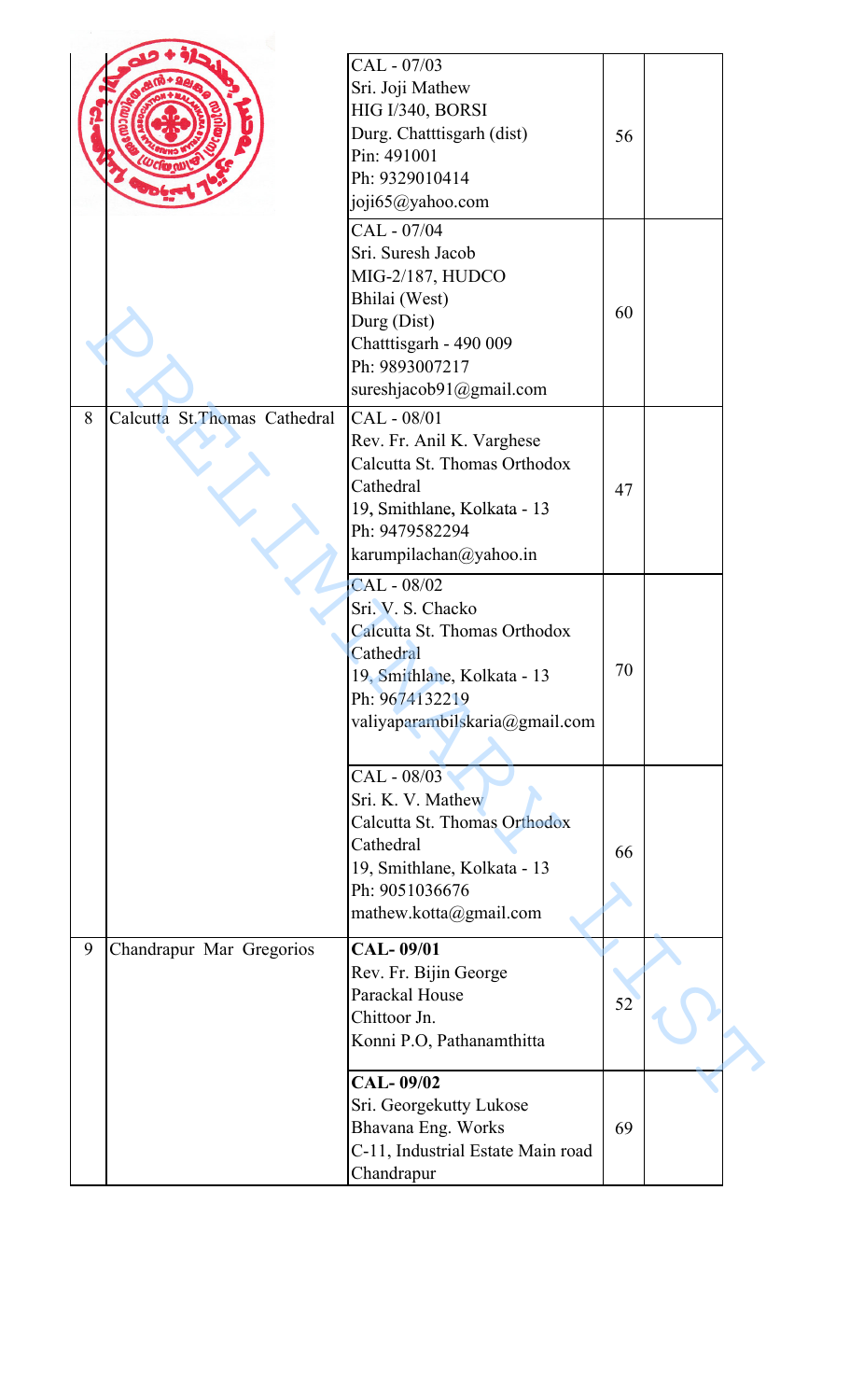| | | | | |
|---|---|---|---|---|
| | | CAL - 07/03<br>Sri. Joji Mathew<br>HIG I/340, BORSI<br>Durg. Chatttisgarh (dist)<br>Pin: 491001<br>Ph: 9329010414<br>joji65@yahoo.com | 56 | |
| | | CAL - 07/04<br>Sri. Suresh Jacob<br>MIG-2/187, HUDCO<br>Bhilai (West)<br>Durg (Dist)<br>Chatttisgarh - 490 009<br>Ph: 9893007217<br>sureshjacob91@gmail.com | 60 | |
| 8 | Calcutta St.Thomas Cathedral | CAL - 08/01<br>Rev. Fr. Anil K. Varghese<br>Calcutta St. Thomas Orthodox Cathedral<br>19, Smithlane, Kolkata - 13<br>Ph: 9479582294<br>karumpilachan@yahoo.in | 47 | |
| | | CAL - 08/02<br>Sri. V. S. Chacko<br>Calcutta St. Thomas Orthodox Cathedral<br>19, Smithlane, Kolkata - 13<br>Ph: 9674132219<br>valiyaparambilskaria@gmail.com | 70 | |
| | | CAL - 08/03<br>Sri. K. V. Mathew<br>Calcutta St. Thomas Orthodox Cathedral<br>19, Smithlane, Kolkata - 13<br>Ph: 9051036676<br>mathew.kotta@gmail.com | 66 | |
| 9 | Chandrapur Mar Gregorios | **CAL- 09/01**<br>Rev. Fr. Bijin George<br>Parackal House<br>Chittoor Jn.<br>Konni P.O, Pathanamthitta | 52 | |
| | | **CAL- 09/02**<br>Sri. Georgekutty Lukose<br>Bhavana Eng. Works<br>C-11, Industrial Estate Main road<br>Chandrapur | 69 | |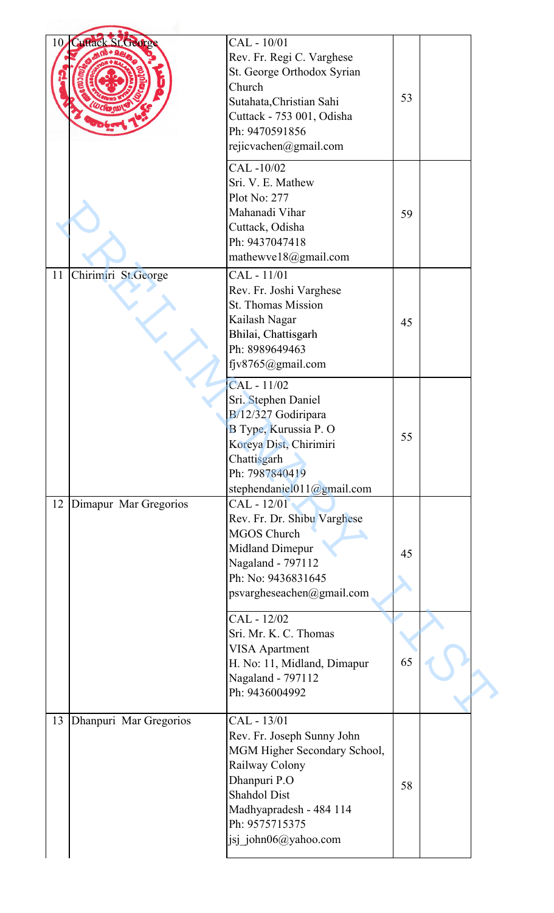| | | | | |
|---|---|---|---|---|
| 10 | Cuttack St.George | CAL - 10/01<br>Rev. Fr. Regi C. Varghese<br>St. George Orthodox Syrian Church<br>Sutahata,Christian Sahi<br>Cuttack - 753 001, Odisha<br>Ph: 9470591856<br>rejicvachen@gmail.com | 53 | |
| | | CAL -10/02<br>Sri. V. E. Mathew<br>Plot No: 277<br>Mahanadi Vihar<br>Cuttack, Odisha<br>Ph: 9437047418<br>mathewve18@gmail.com | 59 | |
| 11 | Chirimiri St.George | CAL - 11/01<br>Rev. Fr. Joshi Varghese<br>St. Thomas Mission<br>Kailash Nagar<br>Bhilai, Chattisgarh<br>Ph: 8989649463<br>fjv8765@gmail.com | 45 | |
| | | CAL - 11/02<br>Sri. Stephen Daniel<br>B/12/327 Godiripara<br>B Type, Kurussia P. O<br>Koreya Dist, Chirimiri<br>Chattisgarh<br>Ph: 7987840419<br>stephendaniel011@gmail.com | 55 | |
| 12 | Dimapur Mar Gregorios | CAL - 12/01<br>Rev. Fr. Dr. Shibu Varghese<br>MGOS Church<br>Midland Dimepur<br>Nagaland - 797112<br>Ph: No: 9436831645<br>psvargheseachen@gmail.com | 45 | |
| | | CAL - 12/02<br>Sri. Mr. K. C. Thomas<br>VISA Apartment<br>H. No: 11, Midland, Dimapur<br>Nagaland - 797112<br>Ph: 9436004992 | 65 | |
| 13 | Dhanpuri Mar Gregorios | CAL - 13/01<br>Rev. Fr. Joseph Sunny John<br>MGM Higher Secondary School,<br>Railway Colony<br>Dhanpuri P.O<br>Shahdol Dist<br>Madhyapradesh - 484 114<br>Ph: 9575715375<br>jsj_john06@yahoo.com | 58 | |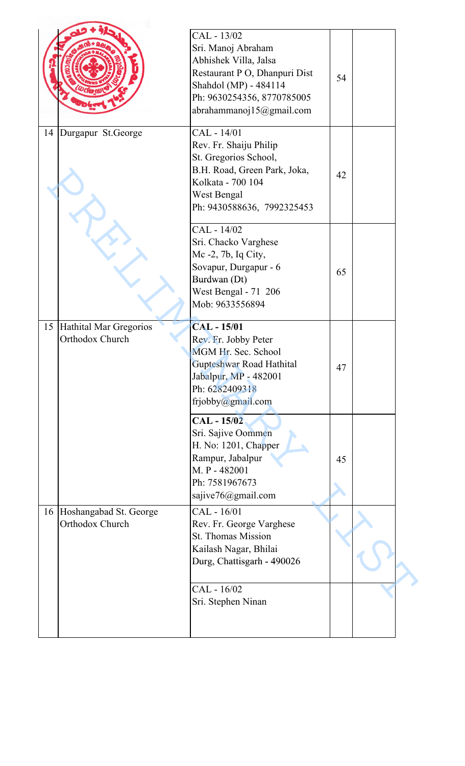| | | | | |
|---|---|---|---|---|
| | | CAL - 13/02<br>Sri. Manoj Abraham<br>Abhishek Villa, Jalsa<br>Restaurant P O, Dhanpuri Dist<br>Shahdol (MP) - 484114<br>Ph: 9630254356, 8770785005<br>abrahammanoj15@gmail.com | 54 | |
| 14 | Durgapur St.George | CAL - 14/01<br>Rev. Fr. Shaiju Philip<br>St. Gregorios School,<br>B.H. Road, Green Park, Joka,<br>Kolkata - 700 104<br>West Bengal<br>Ph: 9430588636, 7992325453 | 42 | |
| | | CAL - 14/02<br>Sri. Chacko Varghese<br>Mc -2, 7b, Iq City,<br>Sovapur, Durgapur - 6<br>Burdwan (Dt)<br>West Bengal - 71 206<br>Mob: 9633556894 | 65 | |
| 15 | Hathital Mar Gregorios Orthodox Church | **CAL - 15/01**<br>Rev. Fr. Jobby Peter<br>MGM Hr. Sec. School<br>Gupteshwar Road Hathital<br>Jabalpur, MP - 482001<br>Ph: 6282409318<br>frjobby@gmail.com | 47 | |
| | | **CAL - 15/02**<br>Sri. Sajive Oommen<br>H. No: 1201, Chapper<br>Rampur, Jabalpur<br>M. P - 482001<br>Ph: 7581967673<br>sajive76@gmail.com | 45 | |
| 16 | Hoshangabad St. George Orthodox Church | CAL - 16/01<br>Rev. Fr. George Varghese<br>St. Thomas Mission<br>Kailash Nagar, Bhilai<br>Durg, Chattisgarh - 490026 | | |
| | | CAL - 16/02<br>Sri. Stephen Ninan | | |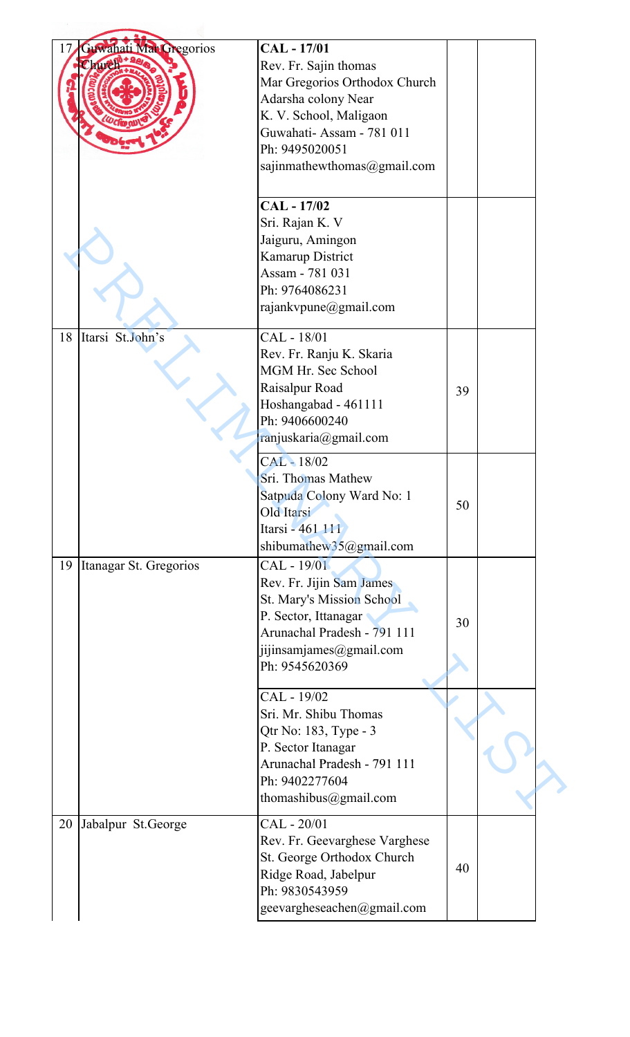| | | | | |
|---|---|---|---|---|
| 17 | Guwahati Mar Gregorios Church | **CAL - 17/01**<br>Rev. Fr. Sajin thomas<br>Mar Gregorios Orthodox Church<br>Adarsha colony Near<br>K. V. School, Maligaon<br>Guwahati- Assam - 781 011<br>Ph: 9495020051<br>sajinmathewthomas@gmail.com | | |
| | | **CAL - 17/02**<br>Sri. Rajan K. V<br>Jaiguru, Amingon<br>Kamarup District<br>Assam - 781 031<br>Ph: 9764086231<br>rajankvpune@gmail.com | | |
| 18 | Itarsi St.John's | CAL - 18/01<br>Rev. Fr. Ranju K. Skaria<br>MGM Hr. Sec School<br>Raisalpur Road<br>Hoshangabad - 461111<br>Ph: 9406600240<br>ranjuskaria@gmail.com | 39 | |
| | | CAL - 18/02<br>Sri. Thomas Mathew<br>Satpuda Colony Ward No: 1<br>Old Itarsi<br>Itarsi - 461 111<br>shibumathew35@gmail.com | 50 | |
| 19 | Itanagar St. Gregorios | CAL - 19/01<br>Rev. Fr. Jijin Sam James<br>St. Mary's Mission School<br>P. Sector, Ittanagar<br>Arunachal Pradesh - 791 111<br>jijinsamjames@gmail.com<br>Ph: 9545620369 | 30 | |
| | | CAL - 19/02<br>Sri. Mr. Shibu Thomas<br>Qtr No: 183, Type - 3<br>P. Sector Itanagar<br>Arunachal Pradesh - 791 111<br>Ph: 9402277604<br>thomashibus@gmail.com | | |
| 20 | Jabalpur St.George | CAL - 20/01<br>Rev. Fr. Geevarghese Varghese<br>St. George Orthodox Church<br>Ridge Road, Jabelpur<br>Ph: 9830543959<br>geevargheseachen@gmail.com | 40 | |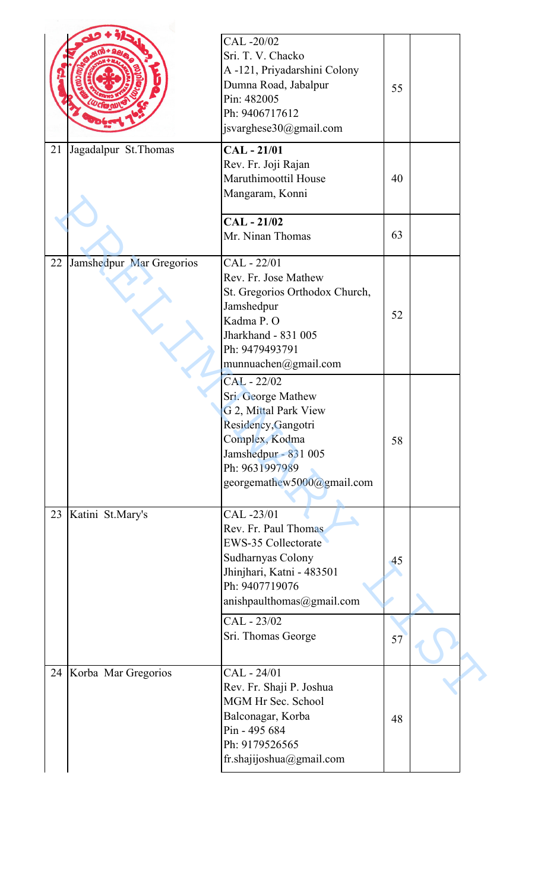| | | | | |
|---|---|---|---|---|
| | | CAL -20/02<br>Sri. T. V. Chacko<br>A -121, Priyadarshini Colony<br>Dumna Road, Jabalpur<br>Pin: 482005<br>Ph: 9406717612<br>jsvarghese30@gmail.com | 55 | |
| 21 | Jagadalpur St.Thomas | **CAL - 21/01**<br>Rev. Fr. Joji Rajan<br>Maruthimoottil House<br>Mangaram, Konni | 40 | |
| | | **CAL - 21/02**<br>Mr. Ninan Thomas | 63 | |
| 22 | Jamshedpur Mar Gregorios | CAL - 22/01<br>Rev. Fr. Jose Mathew<br>St. Gregorios Orthodox Church, Jamshedpur<br>Kadma P. O<br>Jharkhand - 831 005<br>Ph: 9479493791<br>munnuachen@gmail.com | 52 | |
| | | CAL - 22/02<br>Sri. George Mathew<br>G 2, Mittal Park View Residency,Gangotri Complex, Kodma<br>Jamshedpur - 831 005<br>Ph: 9631997989<br>georgemathew5000@gmail.com | 58 | |
| 23 | Katini St.Mary's | CAL -23/01<br>Rev. Fr. Paul Thomas<br>EWS-35 Collectorate<br>Sudharnyas Colony<br>Jhinjhari, Katni - 483501<br>Ph: 9407719076<br>anishpaulthomas@gmail.com | 45 | |
| | | CAL - 23/02<br>Sri. Thomas George | 57 | |
| 24 | Korba Mar Gregorios | CAL - 24/01<br>Rev. Fr. Shaji P. Joshua<br>MGM Hr Sec. School<br>Balconagar, Korba<br>Pin - 495 684<br>Ph: 9179526565<br>fr.shajijoshua@gmail.com | 48 | |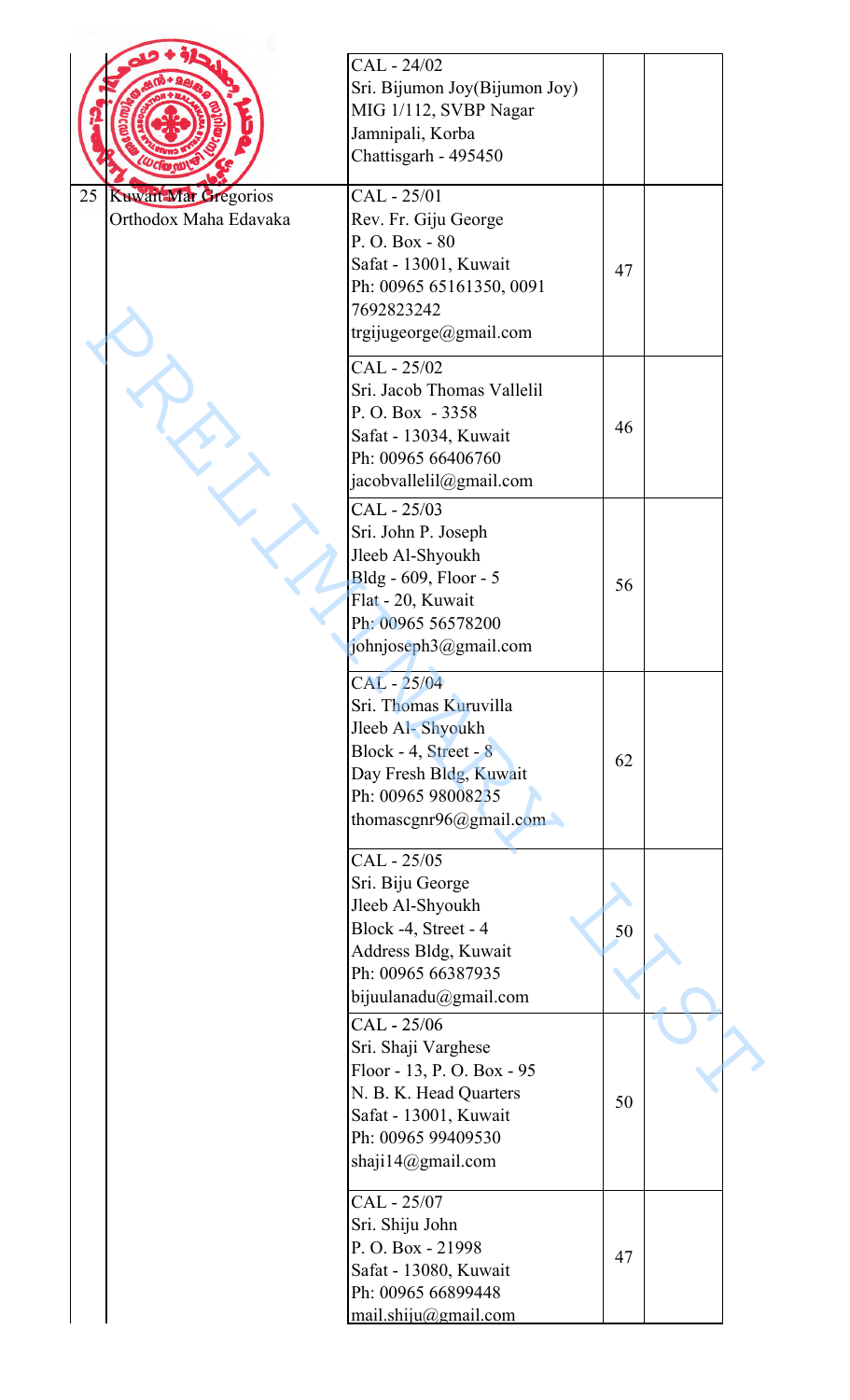| | | | | |
|---|---|---|---|---|
| | | CAL - 24/02<br>Sri. Bijumon Joy(Bijumon Joy)<br>MIG 1/112, SVBP Nagar<br>Jamnipali, Korba<br>Chattisgarh - 495450 | | |
| 25 | Kuwait Mar Gregorios Orthodox Maha Edavaka | CAL - 25/01<br>Rev. Fr. Giju George<br>P. O. Box - 80<br>Safat - 13001, Kuwait<br>Ph: 00965 65161350, 0091 7692823242<br>trgijugeorge@gmail.com | 47 | |
| | | CAL - 25/02<br>Sri. Jacob Thomas Vallelil<br>P. O. Box - 3358<br>Safat - 13034, Kuwait<br>Ph: 00965 66406760<br>jacobvallelil@gmail.com | 46 | |
| | | CAL - 25/03<br>Sri. John P. Joseph<br>Jleeb Al-Shyoukh<br>Bldg - 609, Floor - 5<br>Flat - 20, Kuwait<br>Ph: 00965 56578200<br>johnjoseph3@gmail.com | 56 | |
| | | CAL - 25/04<br>Sri. Thomas Kuruvilla<br>Jleeb Al- Shyoukh<br>Block - 4, Street - 8<br>Day Fresh Bldg, Kuwait<br>Ph: 00965 98008235<br>thomascgnr96@gmail.com | 62 | |
| | | CAL - 25/05<br>Sri. Biju George<br>Jleeb Al-Shyoukh<br>Block -4, Street - 4<br>Address Bldg, Kuwait<br>Ph: 00965 66387935<br>bijuulanadu@gmail.com | 50 | |
| | | CAL - 25/06<br>Sri. Shaji Varghese<br>Floor - 13, P. O. Box - 95<br>N. B. K. Head Quarters<br>Safat - 13001, Kuwait<br>Ph: 00965 99409530<br>shaji14@gmail.com | 50 | |
| | | CAL - 25/07<br>Sri. Shiju John<br>P. O. Box - 21998<br>Safat - 13080, Kuwait<br>Ph: 00965 66899448<br>mail.shiju@gmail.com | 47 | |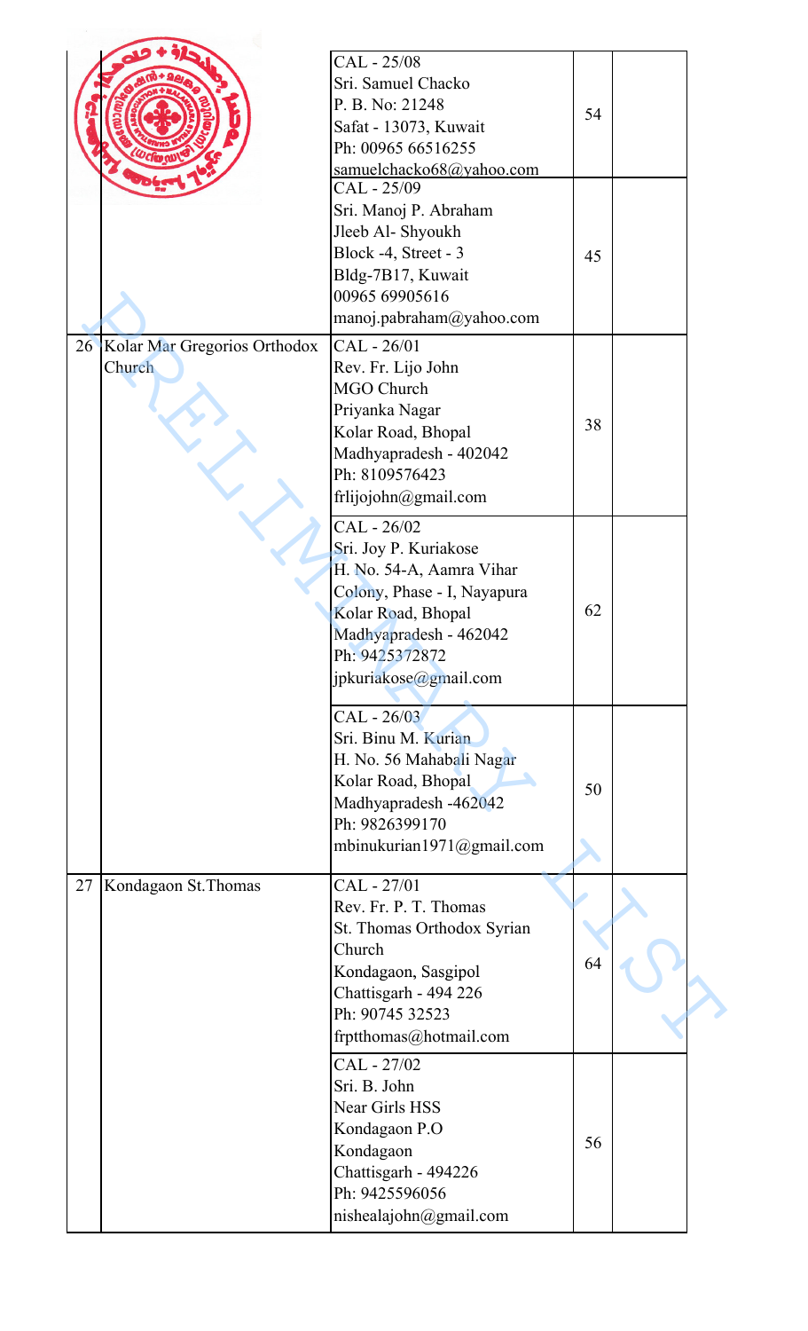| | | | | |
|---|---|---|---|---|
| | | CAL - 25/08<br>Sri. Samuel Chacko<br>P. B. No: 21248<br>Safat - 13073, Kuwait<br>Ph: 00965 66516255<br>samuelchacko68@yahoo.com | 54 | |
| | | CAL - 25/09<br>Sri. Manoj P. Abraham<br>Jleeb Al- Shyoukh<br>Block -4, Street - 3<br>Bldg-7B17, Kuwait<br>00965 69905616<br>manoj.pabraham@yahoo.com | 45 | |
| 26 | Kolar Mar Gregorios Orthodox Church | CAL - 26/01<br>Rev. Fr. Lijo John<br>MGO Church<br>Priyanka Nagar<br>Kolar Road, Bhopal<br>Madhyapradesh - 402042<br>Ph: 8109576423<br>frlijojohn@gmail.com | 38 | |
| | | CAL - 26/02<br>Sri. Joy P. Kuriakose<br>H. No. 54-A, Aamra Vihar<br>Colony, Phase - I, Nayapura<br>Kolar Road, Bhopal<br>Madhyapradesh - 462042<br>Ph: 9425372872<br>jpkuriakose@gmail.com | 62 | |
| | | CAL - 26/03<br>Sri. Binu M. Kurian<br>H. No. 56 Mahabali Nagar<br>Kolar Road, Bhopal<br>Madhyapradesh -462042<br>Ph: 9826399170<br>mbinukurian1971@gmail.com | 50 | |
| 27 | Kondagaon St.Thomas | CAL - 27/01<br>Rev. Fr. P. T. Thomas<br>St. Thomas Orthodox Syrian Church<br>Kondagaon, Sasgipol<br>Chattisgarh - 494 226<br>Ph: 90745 32523<br>frptthomas@hotmail.com | 64 | |
| | | CAL - 27/02<br>Sri. B. John<br>Near Girls HSS<br>Kondagaon P.O<br>Kondagaon<br>Chattisgarh - 494226<br>Ph: 9425596056<br>nishealajohn@gmail.com | 56 | |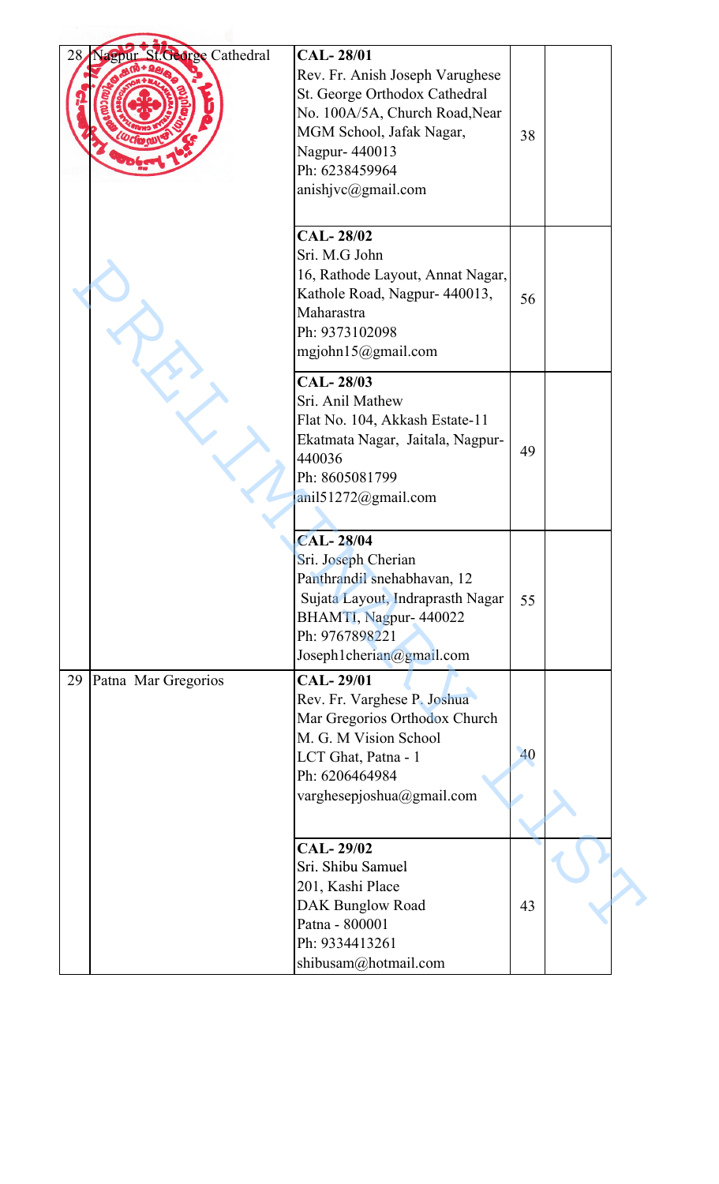| 28 | Nagpur St.George Cathedral | **CAL- 28/01**<br>Rev. Fr. Anish Joseph Varughese<br>St. George Orthodox Cathedral<br>No. 100A/5A, Church Road,Near MGM School, Jafak Nagar, Nagpur- 440013<br>Ph: 6238459964<br>anishjvc@gmail.com | 38 | |
|---|---|---|---|---|
| | | **CAL- 28/02**<br>Sri. M.G John<br>16, Rathode Layout, Annat Nagar, Kathole Road, Nagpur- 440013, Maharastra<br>Ph: 9373102098<br>mgjohn15@gmail.com | 56 | |
| | | **CAL- 28/03**<br>Sri. Anil Mathew<br>Flat No. 104, Akkash Estate-11 Ekatmata Nagar, Jaitala, Nagpur-440036<br>Ph: 8605081799<br>anil51272@gmail.com | 49 | |
| | | **CAL- 28/04**<br>Sri. Joseph Cherian<br>Panthrandil snehabhavan, 12 Sujata Layout, Indraprasth Nagar BHAMTI, Nagpur- 440022<br>Ph: 9767898221<br>Joseph1cherian@gmail.com | 55 | |
| 29 | Patna Mar Gregorios | **CAL- 29/01**<br>Rev. Fr. Varghese P. Joshua<br>Mar Gregorios Orthodox Church<br>M. G. M Vision School<br>LCT Ghat, Patna - 1<br>Ph: 6206464984<br>varghesepjoshua@gmail.com | 40 | |
| | | **CAL- 29/02**<br>Sri. Shibu Samuel<br>201, Kashi Place<br>DAK Bunglow Road<br>Patna - 800001<br>Ph: 9334413261<br>shibusam@hotmail.com | 43 | |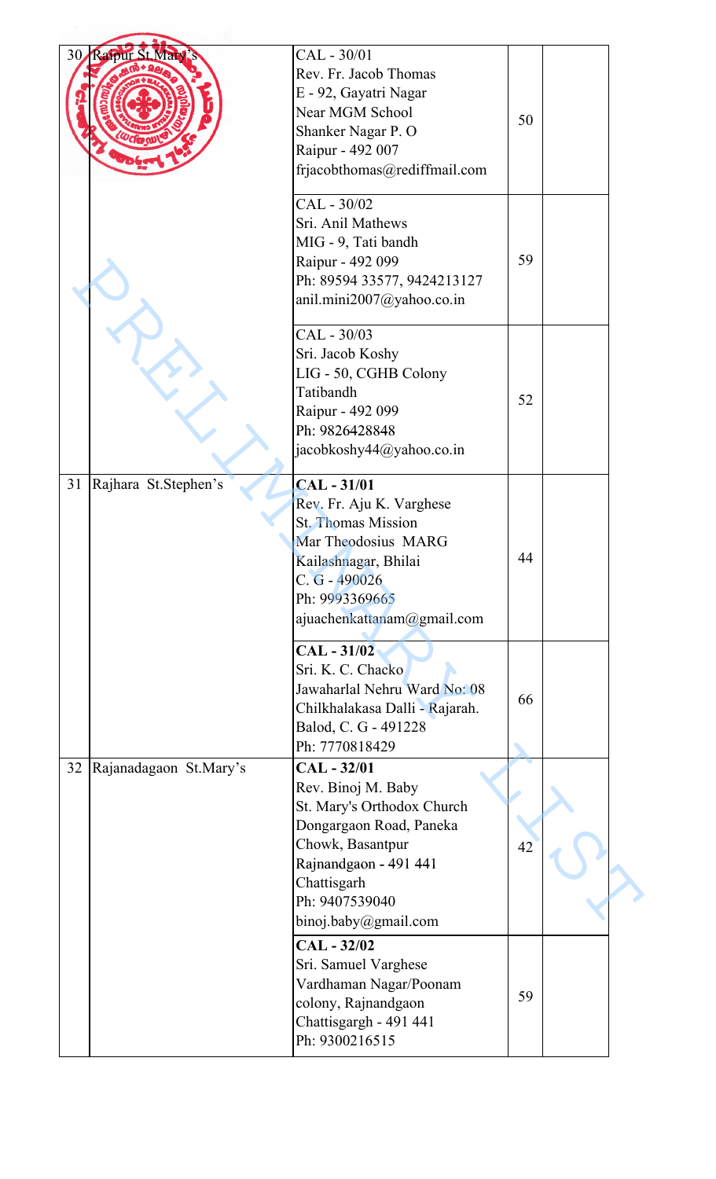| | | | | |
|---|---|---|---|---|
| 30 | Raipur St.Mary's | CAL - 30/01<br>Rev. Fr. Jacob Thomas<br>E - 92, Gayatri Nagar<br>Near MGM School<br>Shanker Nagar P. O<br>Raipur - 492 007<br>frjacobthomas@rediffmail.com | 50 | |
| | | CAL - 30/02<br>Sri. Anil Mathews<br>MIG - 9, Tati bandh<br>Raipur - 492 099<br>Ph: 89594 33577, 9424213127<br>anil.mini2007@yahoo.co.in | 59 | |
| | | CAL - 30/03<br>Sri. Jacob Koshy<br>LIG - 50, CGHB Colony<br>Tatibandh<br>Raipur - 492 099<br>Ph: 9826428848<br>jacobkoshy44@yahoo.co.in | 52 | |
| 31 | Rajhara St.Stephen's | **CAL - 31/01**<br>Rev. Fr. Aju K. Varghese<br>St. Thomas Mission<br>Mar Theodosius MARG<br>Kailashnagar, Bhilai<br>C. G - 490026<br>Ph: 9993369665<br>ajuachenkattanam@gmail.com | 44 | |
| | | **CAL - 31/02**<br>Sri. K. C. Chacko<br>Jawaharlal Nehru Ward No: 08<br>Chilkhalakasa Dalli - Rajarah.<br>Balod, C. G - 491228<br>Ph: 7770818429 | 66 | |
| 32 | Rajanadagaon St.Mary's | **CAL - 32/01**<br>Rev. Binoj M. Baby<br>St. Mary's Orthodox Church<br>Dongargaon Road, Paneka<br>Chowk, Basantpur<br>Rajnandgaon - 491 441<br>Chattisgarh<br>Ph: 9407539040<br>binoj.baby@gmail.com | 42 | |
| | | **CAL - 32/02**<br>Sri. Samuel Varghese<br>Vardhaman Nagar/Poonam<br>colony, Rajnandgaon<br>Chattisgargh - 491 441<br>Ph: 9300216515 | 59 | |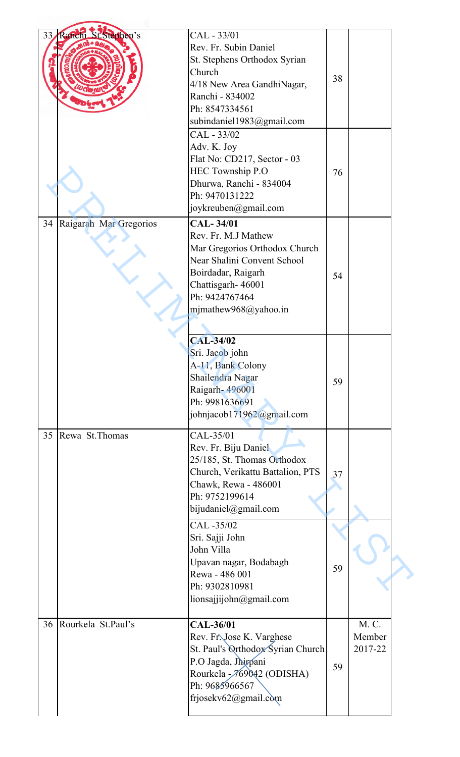| | | | | |
|---|---|---|---|---|
| 33 | Ranchi St.Stephen's | CAL - 33/01<br>Rev. Fr. Subin Daniel<br>St. Stephens Orthodox Syrian Church<br>4/18 New Area GandhiNagar,<br>Ranchi - 834002<br>Ph: 8547334561<br>subindaniel1983@gmail.com | 38 | |
| | | CAL - 33/02<br>Adv. K. Joy<br>Flat No: CD217, Sector - 03<br>HEC Township P.O<br>Dhurwa, Ranchi - 834004<br>Ph: 9470131222<br>joykreuben@gmail.com | 76 | |
| 34 | Raigarah Mar Gregorios | **CAL- 34/01**<br>Rev. Fr. M.J Mathew<br>Mar Gregorios Orthodox Church<br>Near Shalini Convent School<br>Boirdadar, Raigarh<br>Chattisgarh- 46001<br>Ph: 9424767464<br>mjmathew968@yahoo.in | 54 | |
| | | **CAL-34/02**<br>Sri. Jacob john<br>A-11, Bank Colony<br>Shailendra Nagar<br>Raigarh- 496001<br>Ph: 9981636691<br>johnjacob171962@gmail.com | 59 | |
| 35 | Rewa St.Thomas | CAL-35/01<br>Rev. Fr. Biju Daniel<br>25/185, St. Thomas Orthodox Church, Verikattu Battalion, PTS Chawk, Rewa - 486001<br>Ph: 9752199614<br>bijudaniel@gmail.com | 37 | |
| | | CAL -35/02<br>Sri. Sajji John<br>John Villa<br>Upavan nagar, Bodabagh<br>Rewa - 486 001<br>Ph: 9302810981<br>lionsajjijohn@gmail.com | 59 | |
| 36 | Rourkela St.Paul's | **CAL-36/01**<br>Rev. Fr. Jose K. Varghese<br>St. Paul's Orthodox Syrian Church<br>P.O Jagda, Jhirpani<br>Rourkela - 769042 (ODISHA)<br>Ph: 9685966567<br>frjosekv62@gmail.com | 59 | M. C. Member 2017-22 |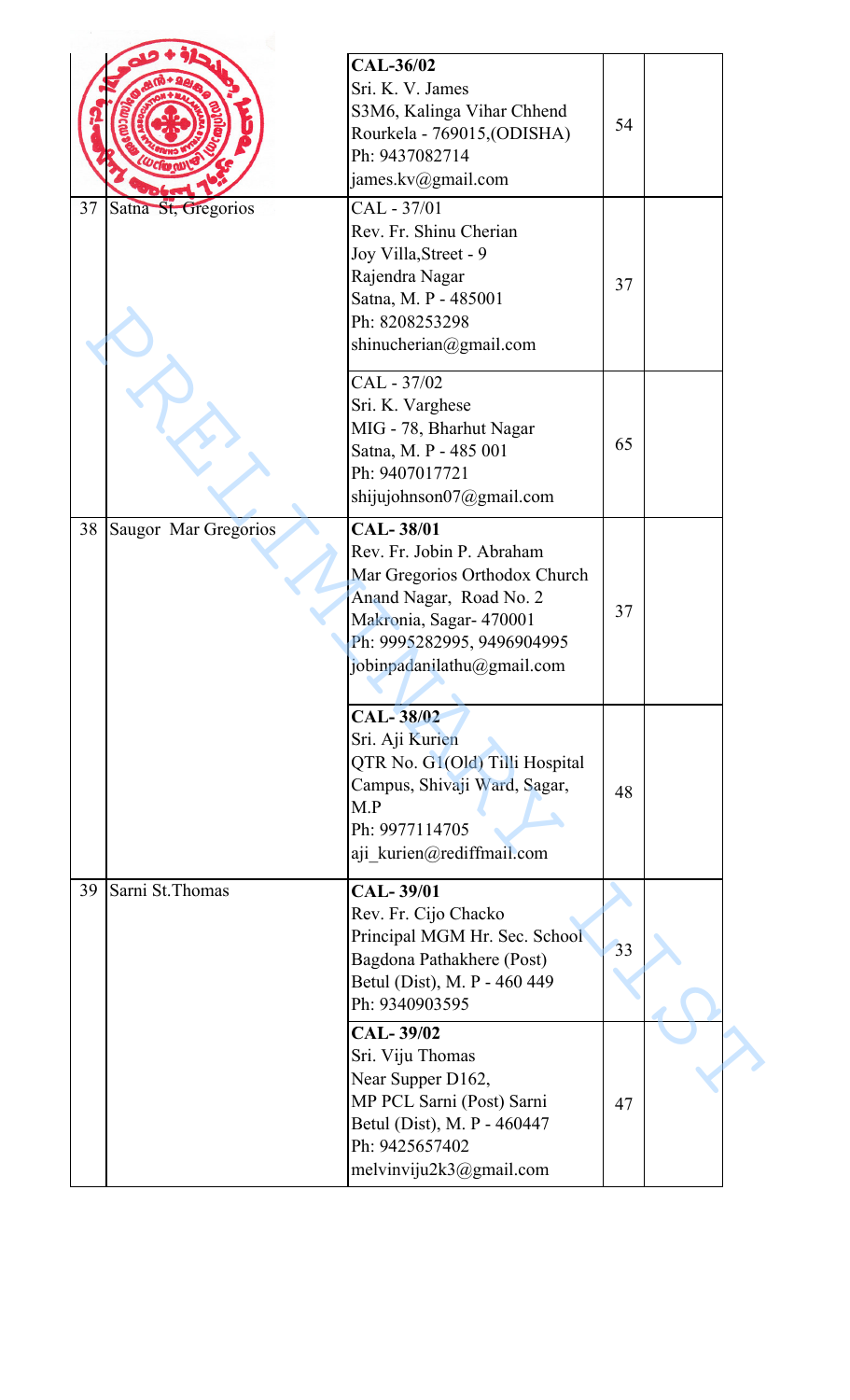| | | | | |
|---|---|---|---|---|
| | | CAL-36/02<br>Sri. K. V. James<br>S3M6, Kalinga Vihar Chhend<br>Rourkela - 769015,(ODISHA)<br>Ph: 9437082714<br>james.kv@gmail.com | 54 | |
| 37 | Satna St, Gregorios | CAL - 37/01<br>Rev. Fr. Shinu Cherian<br>Joy Villa,Street - 9<br>Rajendra Nagar<br>Satna, M. P - 485001<br>Ph: 8208253298<br>shinucherian@gmail.com | 37 | |
| | | CAL - 37/02<br>Sri. K. Varghese<br>MIG - 78, Bharhut Nagar<br>Satna, M. P - 485 001<br>Ph: 9407017721<br>shijujohnson07@gmail.com | 65 | |
| 38 | Saugor Mar Gregorios | CAL- 38/01<br>Rev. Fr. Jobin P. Abraham<br>Mar Gregorios Orthodox Church<br>Anand Nagar, Road No. 2<br>Makronia, Sagar- 470001<br>Ph: 9995282995, 9496904995<br>jobinpadanilathu@gmail.com | 37 | |
| | | CAL- 38/02<br>Sri. Aji Kurien<br>QTR No. G1(Old) Tilli Hospital Campus, Shivaji Ward, Sagar, M.P<br>Ph: 9977114705<br>aji_kurien@rediffmail.com | 48 | |
| 39 | Sarni St.Thomas | CAL- 39/01<br>Rev. Fr. Cijo Chacko<br>Principal MGM Hr. Sec. School<br>Bagdona Pathakhere (Post)<br>Betul (Dist), M. P - 460 449<br>Ph: 9340903595 | 33 | |
| | | CAL- 39/02<br>Sri. Viju Thomas<br>Near Supper D162,<br>MP PCL Sarni (Post) Sarni<br>Betul (Dist), M. P - 460447<br>Ph: 9425657402<br>melvinviju2k3@gmail.com | 47 | |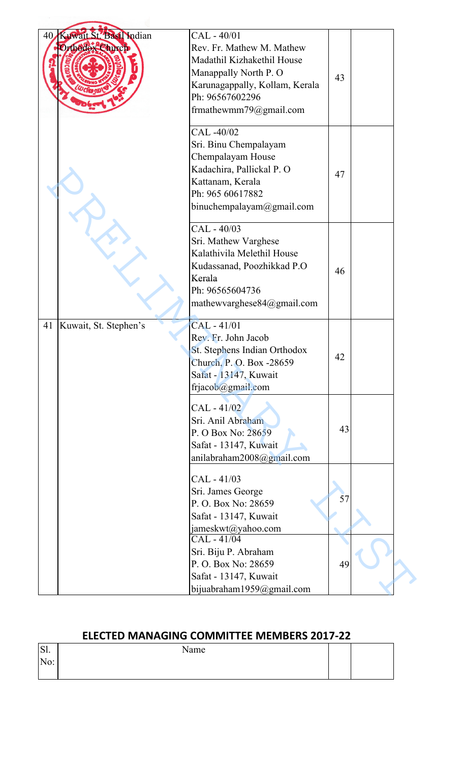| 40 | Kuwait St. Basil Indian Orthodox Church | CAL - 40/01<br>Rev. Fr. Mathew M. Mathew<br>Madathil Kizhakethil House<br>Manappally North P. O<br>Karunagappally, Kollam, Kerala<br>Ph: 96567602296<br>frmathewmm79@gmail.com | 43 | |
|---|---|---|---|---|
| | | CAL -40/02<br>Sri. Binu Chempalayam<br>Chempalayam House<br>Kadachira, Pallickal P. O<br>Kattanam, Kerala<br>Ph: 965 60617882<br>binuchempalayam@gmail.com | 47 | |
| | | CAL - 40/03<br>Sri. Mathew Varghese<br>Kalathivila Melethil House<br>Kudassanad, Poozhikkad P.O<br>Kerala<br>Ph: 96565604736<br>mathewvarghese84@gmail.com | 46 | |
| 41 | Kuwait, St. Stephen's | CAL - 41/01<br>Rev. Fr. John Jacob<br>St. Stephens Indian Orthodox<br>Church, P. O. Box -28659<br>Safat - 13147, Kuwait<br>frjacob@gmail.com | 42 | |
| | | CAL - 41/02<br>Sri. Anil Abraham<br>P. O Box No: 28659<br>Safat - 13147, Kuwait<br>anilabraham2008@gmail.com | 43 | |
| | | CAL - 41/03<br>Sri. James George<br>P. O. Box No: 28659<br>Safat - 13147, Kuwait<br>jameskwt@yahoo.com | 57 | |
| | | CAL - 41/04<br>Sri. Biju P. Abraham<br>P. O. Box No: 28659<br>Safat - 13147, Kuwait<br>bijuabraham1959@gmail.com | 49 | |

## ELECTED MANAGING COMMITTEE MEMBERS 2017-22

| Sl. No: | Name | | |
|---|---|---|---|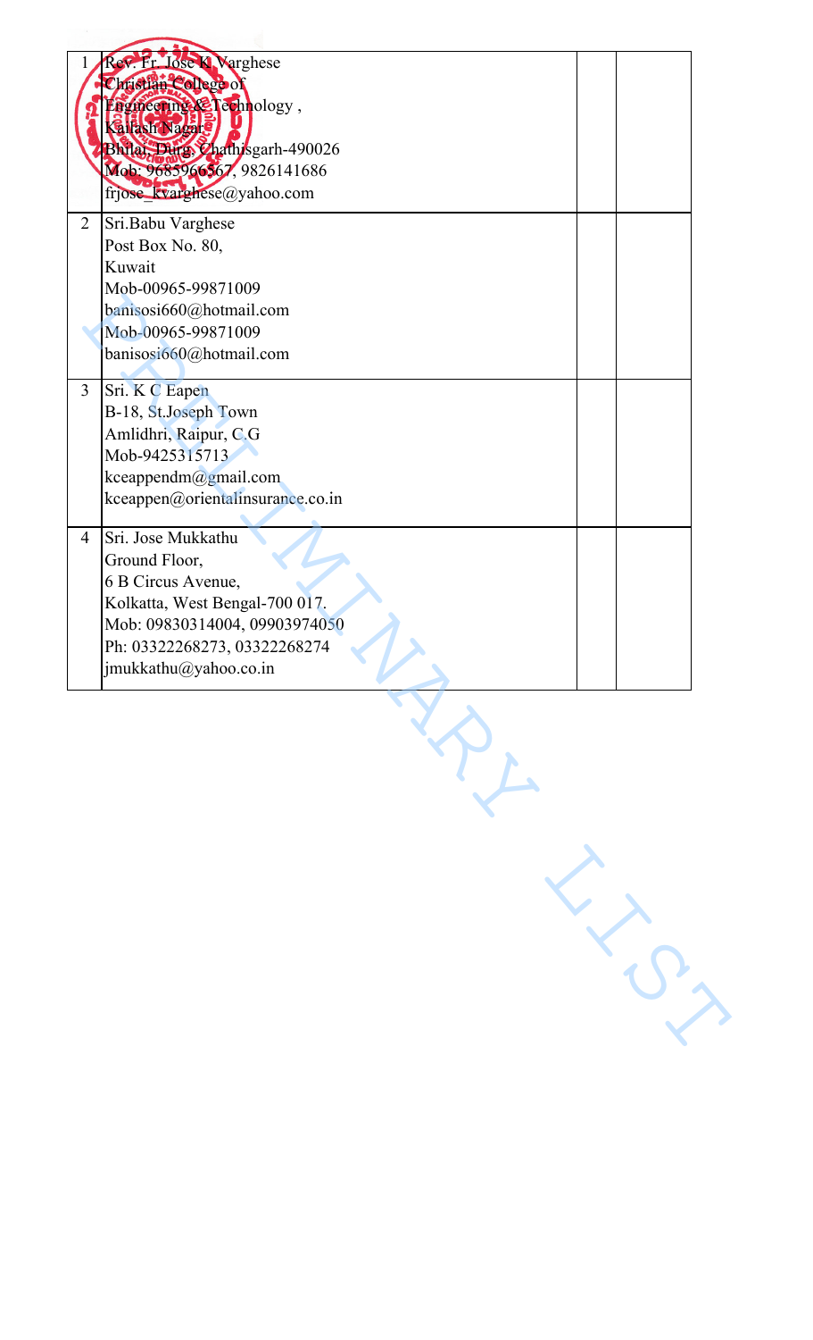| | | | |
|---|---|---|---|
| 1 | Rev. Fr. Jose K Varghese<br>Christian College of<br>Engineering & Technology ,<br>Kailash Nagar,<br>Bhilai, Durg, Chathisgarh-490026<br>Mob: 9685966567, 9826141686<br>frjose_kvarghese@yahoo.com | | |
| 2 | Sri.Babu Varghese<br>Post Box No. 80,<br>Kuwait<br>Mob-00965-99871009<br>banisosi660@hotmail.com<br>Mob-00965-99871009<br>banisosi660@hotmail.com | | |
| 3 | Sri. K C Eapen<br>B-18, St.Joseph Town<br>Amlidhri, Raipur, C.G<br>Mob-9425315713<br>kceappendm@gmail.com<br>kceappen@orientalinsurance.co.in | | |
| 4 | Sri. Jose Mukkathu<br>Ground Floor,<br>6 B Circus Avenue,<br>Kolkatta, West Bengal-700 017.<br>Mob: 09830314004, 09903974050<br>Ph: 03322268273, 03322268274<br>jmukkathu@yahoo.co.in | | |

PRELIMINARY LIST